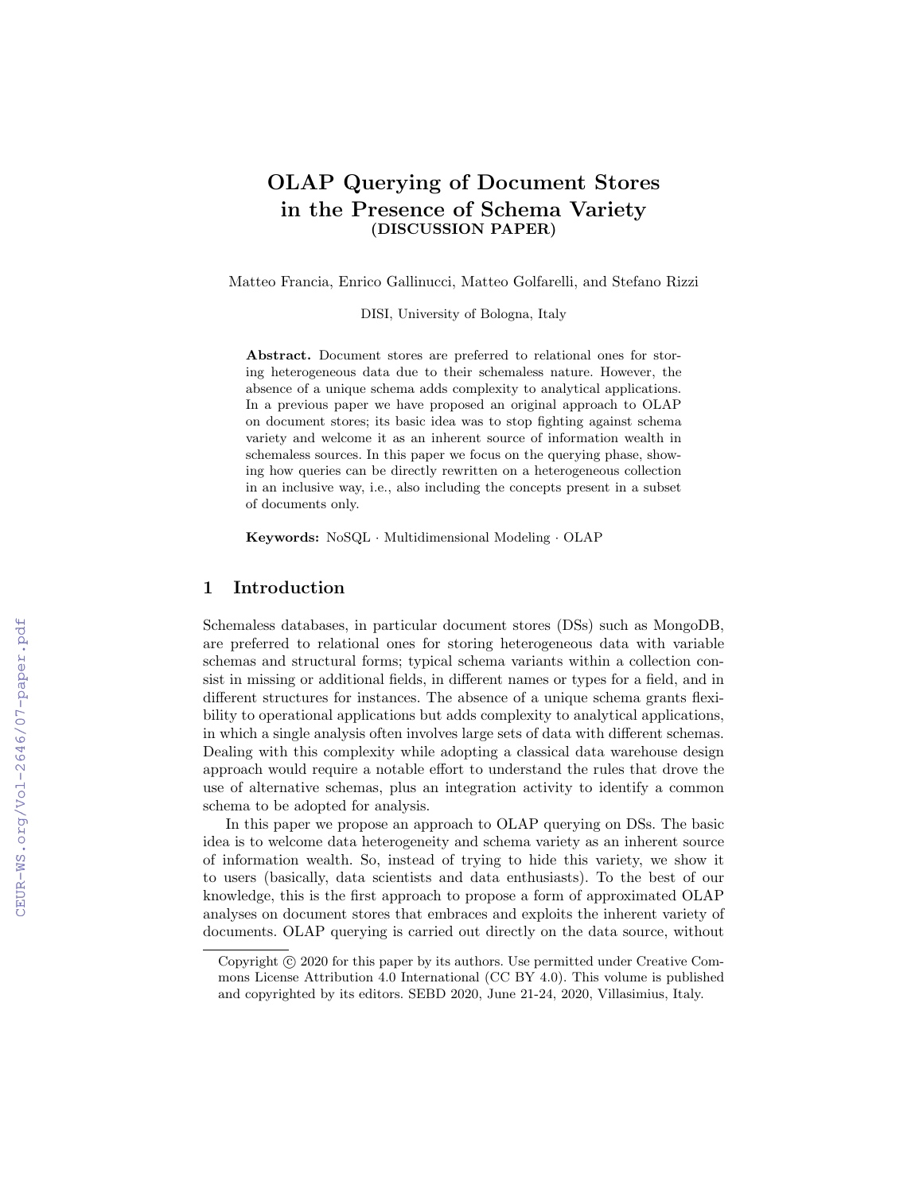# OLAP Querying of Document Stores in the Presence of Schema Variety (DISCUSSION PAPER)

Matteo Francia, Enrico Gallinucci, Matteo Golfarelli, and Stefano Rizzi

DISI, University of Bologna, Italy

**Abstract.** Document stores are preferred to relational ones for storing heterogeneous data due to their schemaless nature. However, the absence of a unique schema adds complexity to analytical applications. In a previous paper we have proposed an original approach to OLAP on document stores; its basic idea was to stop fighting against schema variety and welcome it as an inherent source of information wealth in schemaless sources. In this paper we focus on the querying phase, showing how queries can be directly rewritten on a heterogeneous collection in an inclusive way, i.e., also including the concepts present in a subset of documents only.

**Keywords:** NoSQL · Multidimensional Modeling · OLAP

## 1 Introduction

Schemaless databases, in particular document stores (DSs) such as MongoDB, are preferred to relational ones for storing heterogeneous data with variable schemas and structural forms; typical schema variants within a collection consist in missing or additional fields, in different names or types for a field, and in different structures for instances. The absence of a unique schema grants flexibility to operational applications but adds complexity to analytical applications, in which a single analysis often involves large sets of data with different schemas. Dealing with this complexity while adopting a classical data warehouse design approach would require a notable effort to understand the rules that drove the use of alternative schemas, plus an integration activity to identify a common schema to be adopted for analysis.

In this paper we propose an approach to OLAP querying on DSs. The basic idea is to welcome data heterogeneity and schema variety as an inherent source of information wealth. So, instead of trying to hide this variety, we show it to users (basically, data scientists and data enthusiasts). To the best of our knowledge, this is the first approach to propose a form of approximated OLAP analyses on document stores that embraces and exploits the inherent variety of documents. OLAP querying is carried out directly on the data source, without

Copyright © 2020 for this paper by its authors. Use permitted under Creative Commons License Attribution 4.0 International (CC BY 4.0). This volume is published and copyrighted by its editors. SEBD 2020, June 21-24, 2020, Villasimius, Italy.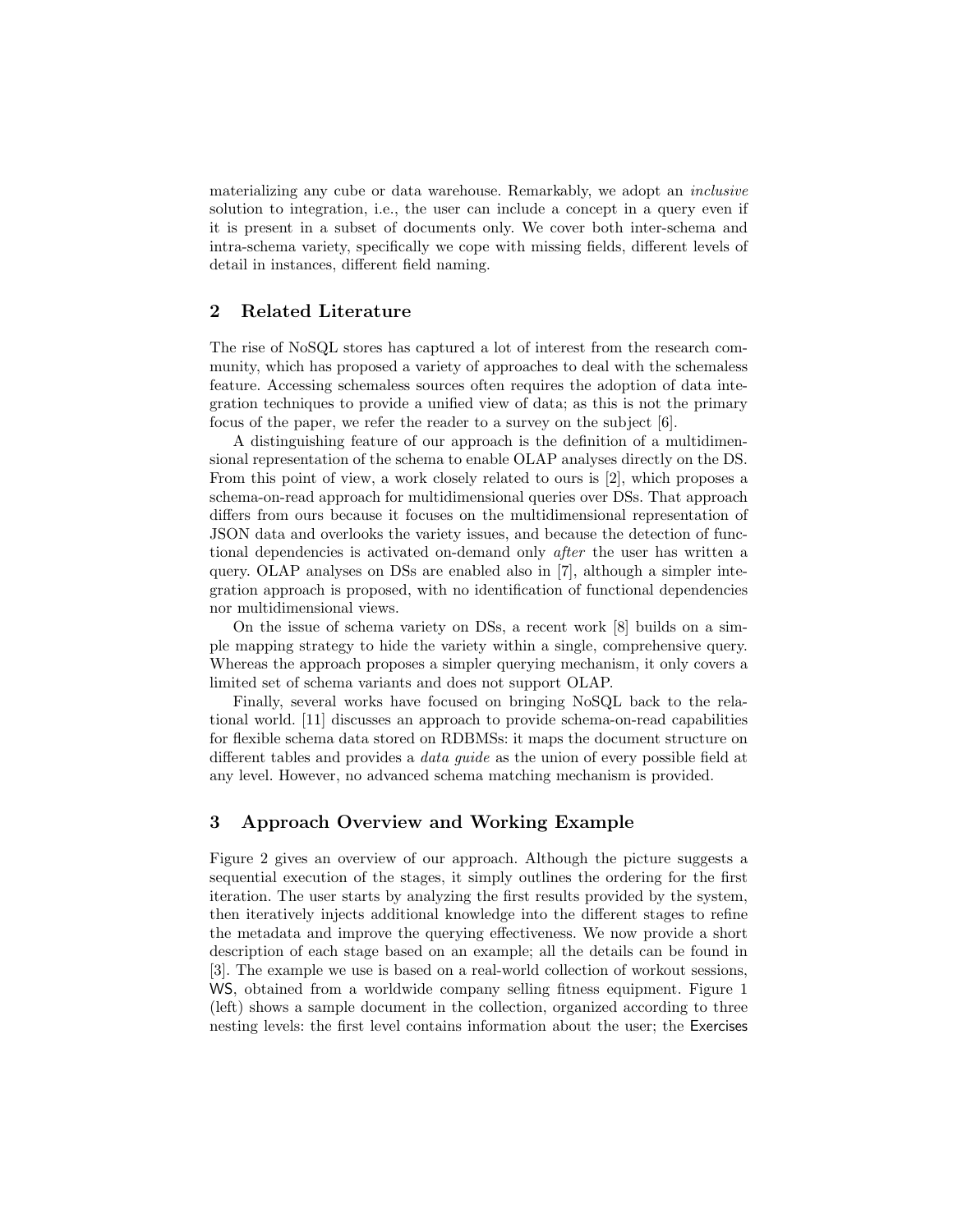materializing any cube or data warehouse. Remarkably, we adopt an *inclusive* solution to integration, i.e., the user can include a concept in a query even if it is present in a subset of documents only. We cover both inter-schema and intra-schema variety, specifically we cope with missing fields, different levels of detail in instances, different field naming.

## 2 Related Literature

The rise of NoSQL stores has captured a lot of interest from the research community, which has proposed a variety of approaches to deal with the schemaless feature. Accessing schemaless sources often requires the adoption of data integration techniques to provide a unified view of data; as this is not the primary focus of the paper, we refer the reader to a survey on the subject [6].

A distinguishing feature of our approach is the definition of a multidimensional representation of the schema to enable OLAP analyses directly on the DS. From this point of view, a work closely related to ours is [2], which proposes a schema-on-read approach for multidimensional queries over DSs. That approach differs from ours because it focuses on the multidimensional representation of JSON data and overlooks the variety issues, and because the detection of functional dependencies is activated on-demand only *after* the user has written a query. OLAP analyses on DSs are enabled also in [7], although a simpler integration approach is proposed, with no identification of functional dependencies nor multidimensional views.

On the issue of schema variety on DSs, a recent work [8] builds on a simple mapping strategy to hide the variety within a single, comprehensive query. Whereas the approach proposes a simpler querying mechanism, it only covers a limited set of schema variants and does not support OLAP.

Finally, several works have focused on bringing NoSQL back to the relational world. [11] discusses an approach to provide schema-on-read capabilities for flexible schema data stored on RDBMSs: it maps the document structure on different tables and provides a *data guide* as the union of every possible field at any level. However, no advanced schema matching mechanism is provided.

## 3 Approach Overview and Working Example

Figure 2 gives an overview of our approach. Although the picture suggests a sequential execution of the stages, it simply outlines the ordering for the first iteration. The user starts by analyzing the first results provided by the system, then iteratively injects additional knowledge into the different stages to refine the metadata and improve the querying effectiveness. We now provide a short description of each stage based on an example; all the details can be found in [3]. The example we use is based on a real-world collection of workout sessions, WS, obtained from a worldwide company selling fitness equipment. Figure 1 (left) shows a sample document in the collection, organized according to three nesting levels: the first level contains information about the user; the Exercises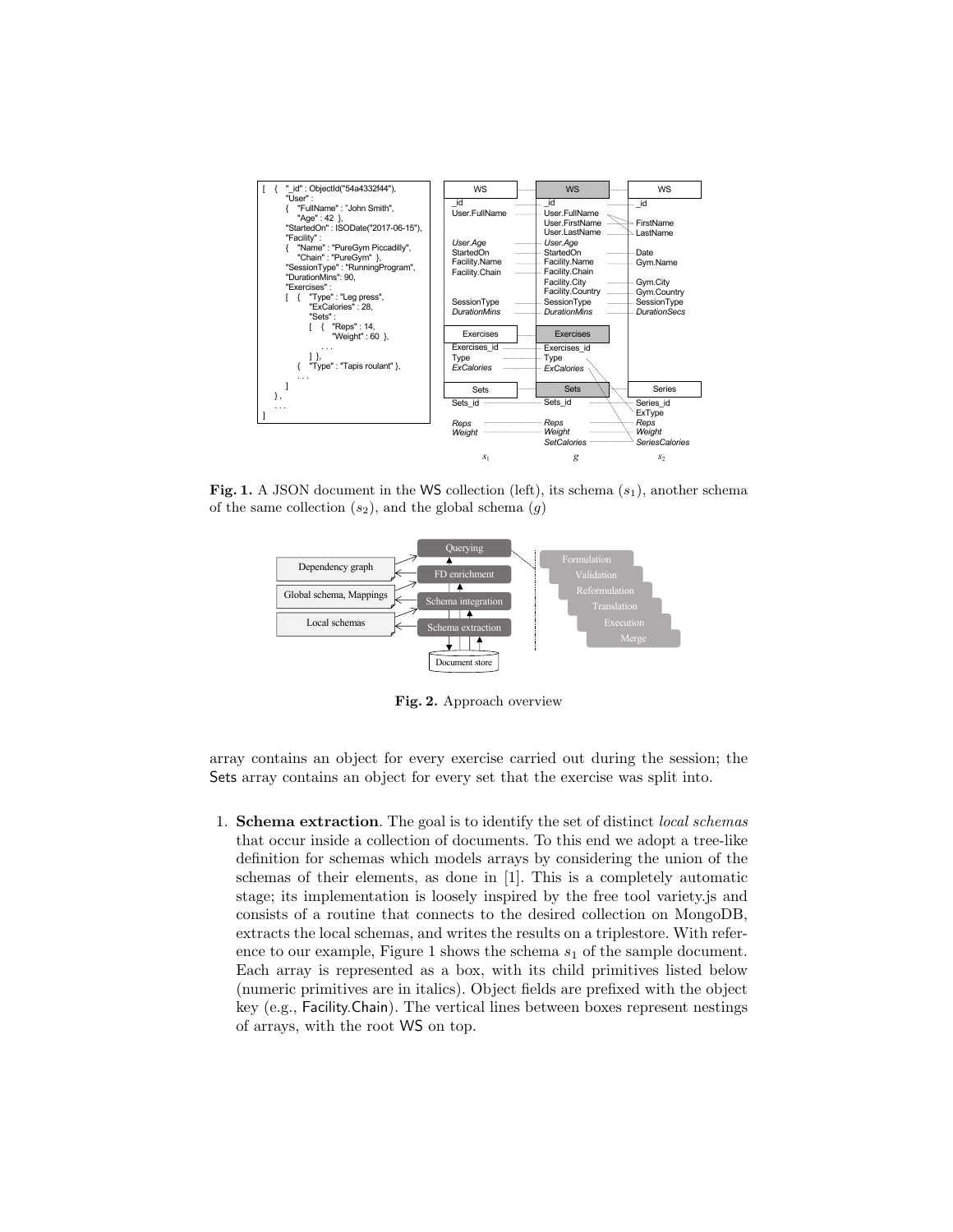**Fig. 1.** A JSON document in the WS collection (left), its schema ($s_1$), another schema of the same collection ($s_2$), and the global schema ($g$)

**Fig. 2.** Approach overview

array contains an object for every exercise carried out during the session; the Sets array contains an object for every set that the exercise was split into.

1. **Schema extraction**. The goal is to identify the set of distinct *local schemas* that occur inside a collection of documents. To this end we adopt a tree-like definition for schemas which models arrays by considering the union of the schemas of their elements, as done in [1]. This is a completely automatic stage; its implementation is loosely inspired by the free tool variety.js and consists of a routine that connects to the desired collection on MongoDB, extracts the local schemas, and writes the results on a triplestore. With reference to our example, Figure 1 shows the schema $s_1$ of the sample document. Each array is represented as a box, with its child primitives listed below (numeric primitives are in italics). Object fields are prefixed with the object key (e.g., Facility.Chain). The vertical lines between boxes represent nestings of arrays, with the root WS on top.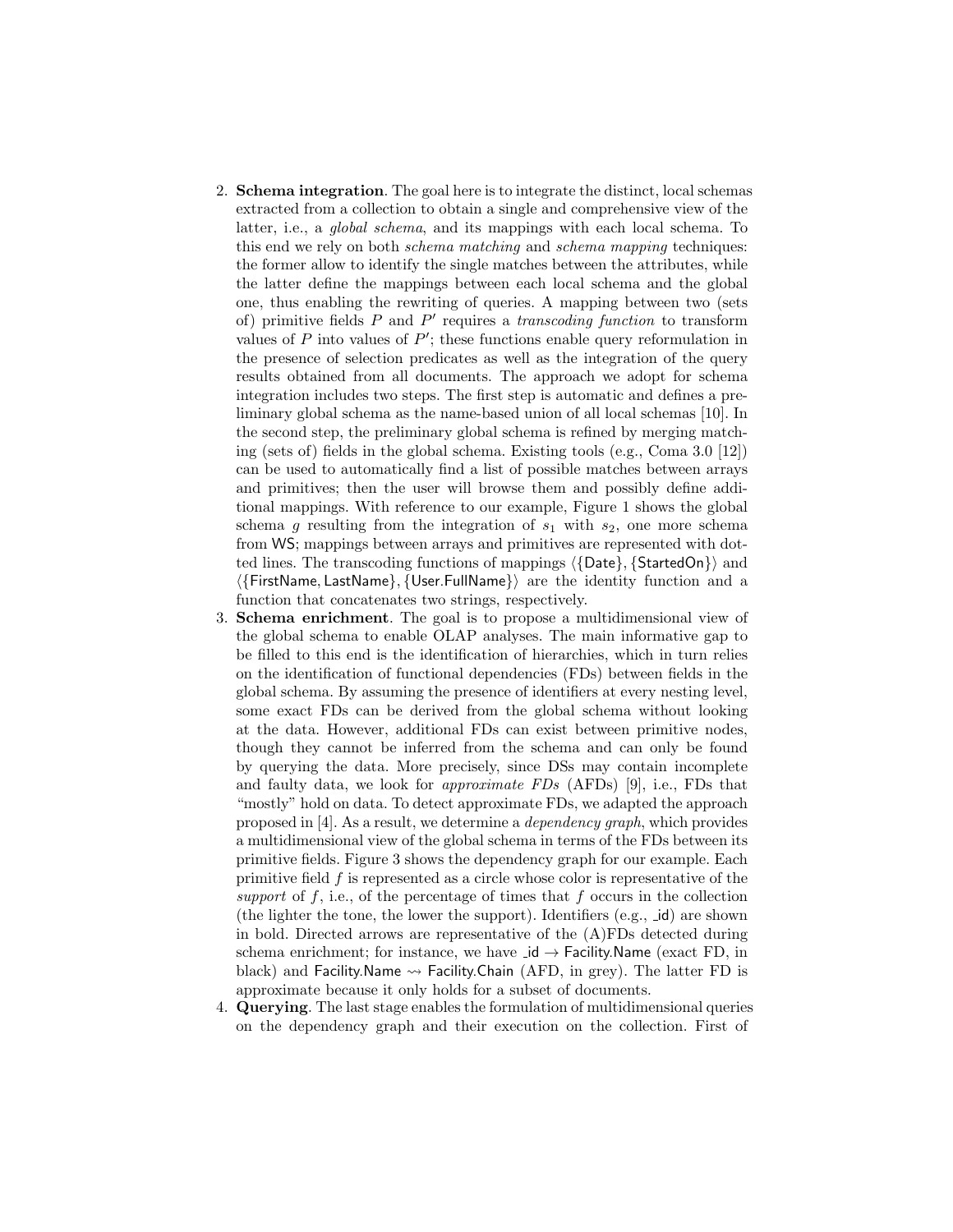2. **Schema integration**. The goal here is to integrate the distinct, local schemas extracted from a collection to obtain a single and comprehensive view of the latter, i.e., a *global schema*, and its mappings with each local schema. To this end we rely on both *schema matching* and *schema mapping* techniques: the former allow to identify the single matches between the attributes, while the latter define the mappings between each local schema and the global one, thus enabling the rewriting of queries. A mapping between two (sets of) primitive fields $P$ and $P'$ requires a *transcoding function* to transform values of $P$ into values of $P'$; these functions enable query reformulation in the presence of selection predicates as well as the integration of the query results obtained from all documents. The approach we adopt for schema integration includes two steps. The first step is automatic and defines a preliminary global schema as the name-based union of all local schemas [10]. In the second step, the preliminary global schema is refined by merging matching (sets of) fields in the global schema. Existing tools (e.g., Coma 3.0 [12]) can be used to automatically find a list of possible matches between arrays and primitives; then the user will browse them and possibly define additional mappings. With reference to our example, Figure 1 shows the global schema $g$ resulting from the integration of $s_1$ with $s_2$, one more schema from WS; mappings between arrays and primitives are represented with dotted lines. The transcoding functions of mappings $\langle\{\mathsf{Date}\},\{\mathsf{StartedOn}\}\rangle$ and $\langle\{\mathsf{FirstName},\mathsf{LastName}\},\{\mathsf{User.FullName}\}\rangle$ are the identity function and a function that concatenates two strings, respectively.
3. **Schema enrichment**. The goal is to propose a multidimensional view of the global schema to enable OLAP analyses. The main informative gap to be filled to this end is the identification of hierarchies, which in turn relies on the identification of functional dependencies (FDs) between fields in the global schema. By assuming the presence of identifiers at every nesting level, some exact FDs can be derived from the global schema without looking at the data. However, additional FDs can exist between primitive nodes, though they cannot be inferred from the schema and can only be found by querying the data. More precisely, since DSs may contain incomplete and faulty data, we look for *approximate FDs* (AFDs) [9], i.e., FDs that "mostly" hold on data. To detect approximate FDs, we adapted the approach proposed in [4]. As a result, we determine a *dependency graph*, which provides a multidimensional view of the global schema in terms of the FDs between its primitive fields. Figure 3 shows the dependency graph for our example. Each primitive field $f$ is represented as a circle whose color is representative of the *support* of $f$, i.e., of the percentage of times that $f$ occurs in the collection (the lighter the tone, the lower the support). Identifiers (e.g., _id) are shown in bold. Directed arrows are representative of the (A)FDs detected during schema enrichment; for instance, we have _id $\rightarrow$ Facility.Name (exact FD, in black) and Facility.Name $\rightsquigarrow$ Facility.Chain (AFD, in grey). The latter FD is approximate because it only holds for a subset of documents.
4. **Querying**. The last stage enables the formulation of multidimensional queries on the dependency graph and their execution on the collection. First of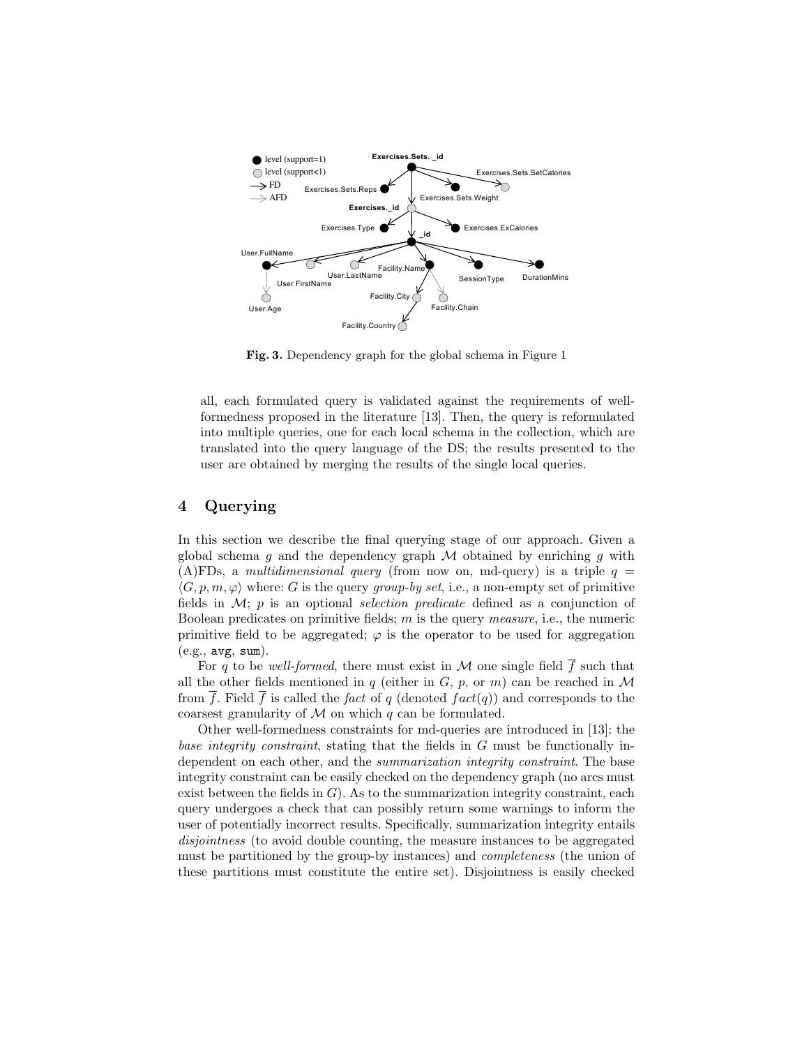**Fig. 3.** Dependency graph for the global schema in Figure 1

all, each formulated query is validated against the requirements of well-formedness proposed in the literature [13]. Then, the query is reformulated into multiple queries, one for each local schema in the collection, which are translated into the query language of the DS; the results presented to the user are obtained by merging the results of the single local queries.

## 4 Querying

In this section we describe the final querying stage of our approach. Given a global schema $g$ and the dependency graph $\mathcal{M}$ obtained by enriching $g$ with (A)FDs, a *multidimensional query* (from now on, md-query) is a triple $q = \langle G, p, m, \varphi \rangle$ where: $G$ is the query *group-by set*, i.e., a non-empty set of primitive fields in $\mathcal{M}$; $p$ is an optional *selection predicate* defined as a conjunction of Boolean predicates on primitive fields; $m$ is the query *measure*, i.e., the numeric primitive field to be aggregated; $\varphi$ is the operator to be used for aggregation (e.g., `avg`, `sum`).

For $q$ to be *well-formed*, there must exist in $\mathcal{M}$ one single field $\overline{f}$ such that all the other fields mentioned in $q$ (either in $G$, $p$, or $m$) can be reached in $\mathcal{M}$ from $\overline{f}$. Field $\overline{f}$ is called the *fact* of $q$ (denoted $fact(q)$) and corresponds to the coarsest granularity of $\mathcal{M}$ on which $q$ can be formulated.

Other well-formedness constraints for md-queries are introduced in [13]: the *base integrity constraint*, stating that the fields in $G$ must be functionally independent on each other, and the *summarization integrity constraint*. The base integrity constraint can be easily checked on the dependency graph (no arcs must exist between the fields in $G$). As to the summarization integrity constraint, each query undergoes a check that can possibly return some warnings to inform the user of potentially incorrect results. Specifically, summarization integrity entails *disjointness* (to avoid double counting, the measure instances to be aggregated must be partitioned by the group-by instances) and *completeness* (the union of these partitions must constitute the entire set). Disjointness is easily checked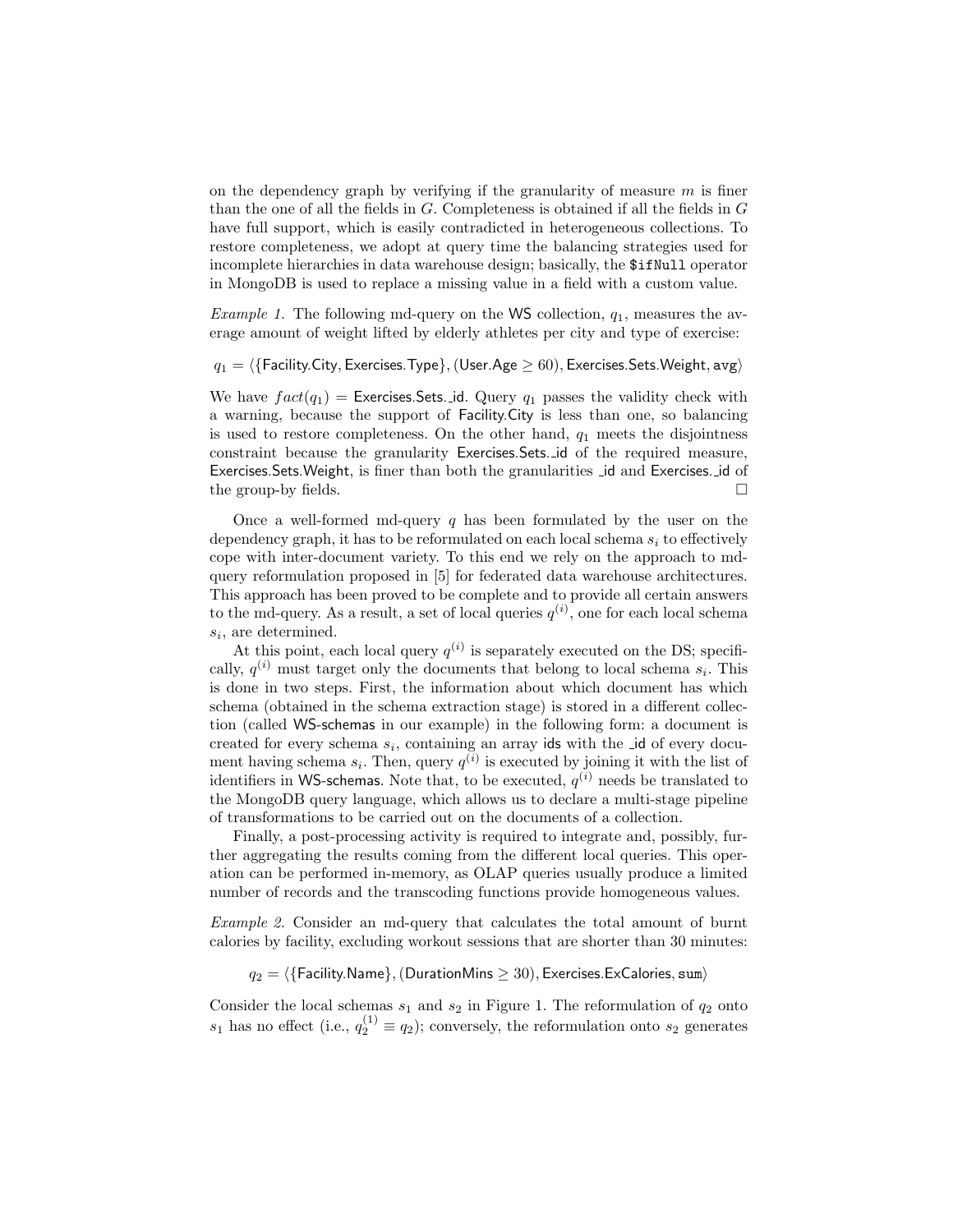on the dependency graph by verifying if the granularity of measure $m$ is finer than the one of all the fields in $G$. Completeness is obtained if all the fields in $G$ have full support, which is easily contradicted in heterogeneous collections. To restore completeness, we adopt at query time the balancing strategies used for incomplete hierarchies in data warehouse design; basically, the `$ifNull` operator in MongoDB is used to replace a missing value in a field with a custom value.

*Example 1.* The following md-query on the WS collection, $q_1$, measures the average amount of weight lifted by elderly athletes per city and type of exercise:

$$q_1 = \langle\{\mathsf{Facility.City}, \mathsf{Exercises.Type}\}, (\mathsf{User.Age} \geq 60), \mathsf{Exercises.Sets.Weight}, \mathsf{avg}\rangle$$

We have $fact(q_1) =$ Exercises.Sets._id. Query $q_1$ passes the validity check with a warning, because the support of Facility.City is less than one, so balancing is used to restore completeness. On the other hand, $q_1$ meets the disjointness constraint because the granularity Exercises.Sets._id of the required measure, Exercises.Sets.Weight, is finer than both the granularities _id and Exercises._id of the group-by fields. □

Once a well-formed md-query $q$ has been formulated by the user on the dependency graph, it has to be reformulated on each local schema $s_i$ to effectively cope with inter-document variety. To this end we rely on the approach to md-query reformulation proposed in [5] for federated data warehouse architectures. This approach has been proved to be complete and to provide all certain answers to the md-query. As a result, a set of local queries $q^{(i)}$, one for each local schema $s_i$, are determined.

At this point, each local query $q^{(i)}$ is separately executed on the DS; specifically, $q^{(i)}$ must target only the documents that belong to local schema $s_i$. This is done in two steps. First, the information about which document has which schema (obtained in the schema extraction stage) is stored in a different collection (called WS-schemas in our example) in the following form: a document is created for every schema $s_i$, containing an array ids with the _id of every document having schema $s_i$. Then, query $q^{(i)}$ is executed by joining it with the list of identifiers in WS-schemas. Note that, to be executed, $q^{(i)}$ needs be translated to the MongoDB query language, which allows us to declare a multi-stage pipeline of transformations to be carried out on the documents of a collection.

Finally, a post-processing activity is required to integrate and, possibly, further aggregating the results coming from the different local queries. This operation can be performed in-memory, as OLAP queries usually produce a limited number of records and the transcoding functions provide homogeneous values.

*Example 2.* Consider an md-query that calculates the total amount of burnt calories by facility, excluding workout sessions that are shorter than 30 minutes:

$$q_2 = \langle\{\mathsf{Facility.Name}\}, (\mathsf{DurationMins} \geq 30), \mathsf{Exercises.ExCalories}, \mathsf{sum}\rangle$$

Consider the local schemas $s_1$ and $s_2$ in Figure 1. The reformulation of $q_2$ onto $s_1$ has no effect (i.e., $q_2^{(1)} \equiv q_2$); conversely, the reformulation onto $s_2$ generates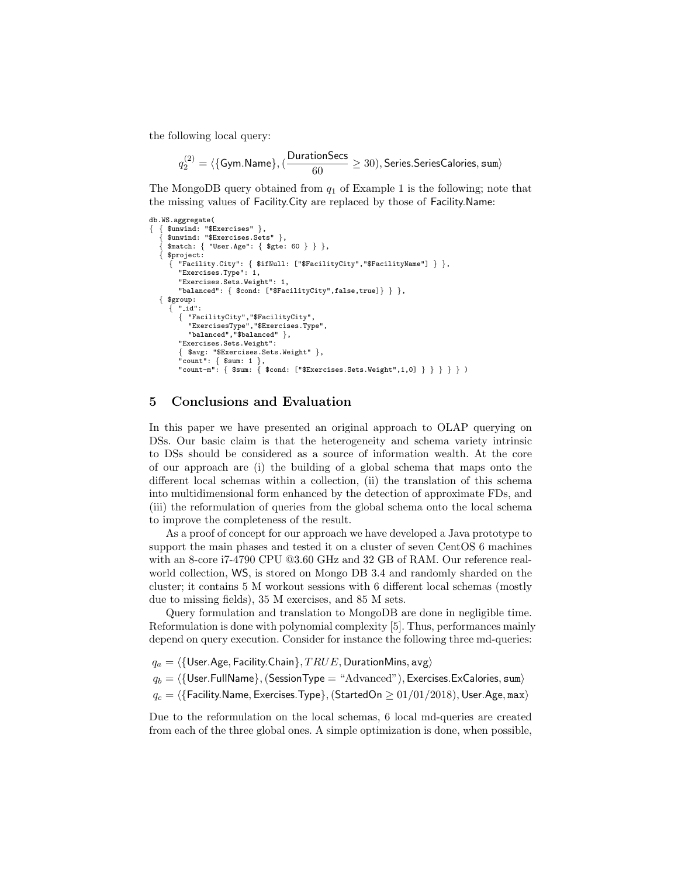the following local query:

$$q_2^{(2)} = \langle \{\mathsf{Gym.Name}\}, (\frac{\mathsf{DurationSecs}}{60} \geq 30), \mathsf{Series.SeriesCalories}, \mathtt{sum} \rangle$$

The MongoDB query obtained from $q_1$ of Example 1 is the following; note that the missing values of Facility.City are replaced by those of Facility.Name:

```
db.WS.aggregate(
{ { $unwind: "$Exercises" },
  { $unwind: "$Exercises.Sets" },
  { $match: { "User.Age": { $gte: 60 } } },
  { $project:
    { "Facility.City": { $ifNull: ["$FacilityCity","$FacilityName"] } },
      "Exercises.Type": 1,
      "Exercises.Sets.Weight": 1,
      "balanced": { $cond: ["$FacilityCity",false,true]} } },
  { $group:
    { "_id":
      { "FacilityCity","$FacilityCity",
        "ExercisesType","$Exercises.Type",
        "balanced","$balanced" },
      "Exercises.Sets.Weight":
      { $avg: "$Exercises.Sets.Weight" },
      "count": { $sum: 1 },
      "count-m": { $sum: { $cond: ["$Exercises.Sets.Weight",1,0] } } } } } )
```

## 5 Conclusions and Evaluation

In this paper we have presented an original approach to OLAP querying on DSs. Our basic claim is that the heterogeneity and schema variety intrinsic to DSs should be considered as a source of information wealth. At the core of our approach are (i) the building of a global schema that maps onto the different local schemas within a collection, (ii) the translation of this schema into multidimensional form enhanced by the detection of approximate FDs, and (iii) the reformulation of queries from the global schema onto the local schema to improve the completeness of the result.

As a proof of concept for our approach we have developed a Java prototype to support the main phases and tested it on a cluster of seven CentOS 6 machines with an 8-core i7-4790 CPU @3.60 GHz and 32 GB of RAM. Our reference real-world collection, WS, is stored on Mongo DB 3.4 and randomly sharded on the cluster; it contains 5 M workout sessions with 6 different local schemas (mostly due to missing fields), 35 M exercises, and 85 M sets.

Query formulation and translation to MongoDB are done in negligible time. Reformulation is done with polynomial complexity [5]. Thus, performances mainly depend on query execution. Consider for instance the following three md-queries:

$q_a = \langle \{\mathsf{User.Age}, \mathsf{Facility.Chain}\}, TRUE, \mathsf{DurationMins}, \mathtt{avg} \rangle$

$q_b = \langle \{\mathsf{User.FullName}\}, (\mathsf{SessionType} = \text{“Advanced”}), \mathsf{Exercises.ExCalories}, \mathtt{sum} \rangle$

$q_c = \langle \{\mathsf{Facility.Name}, \mathsf{Exercises.Type}\}, (\mathsf{StartedOn} \geq 01/01/2018), \mathsf{User.Age}, \mathtt{max} \rangle$

Due to the reformulation on the local schemas, 6 local md-queries are created from each of the three global ones. A simple optimization is done, when possible,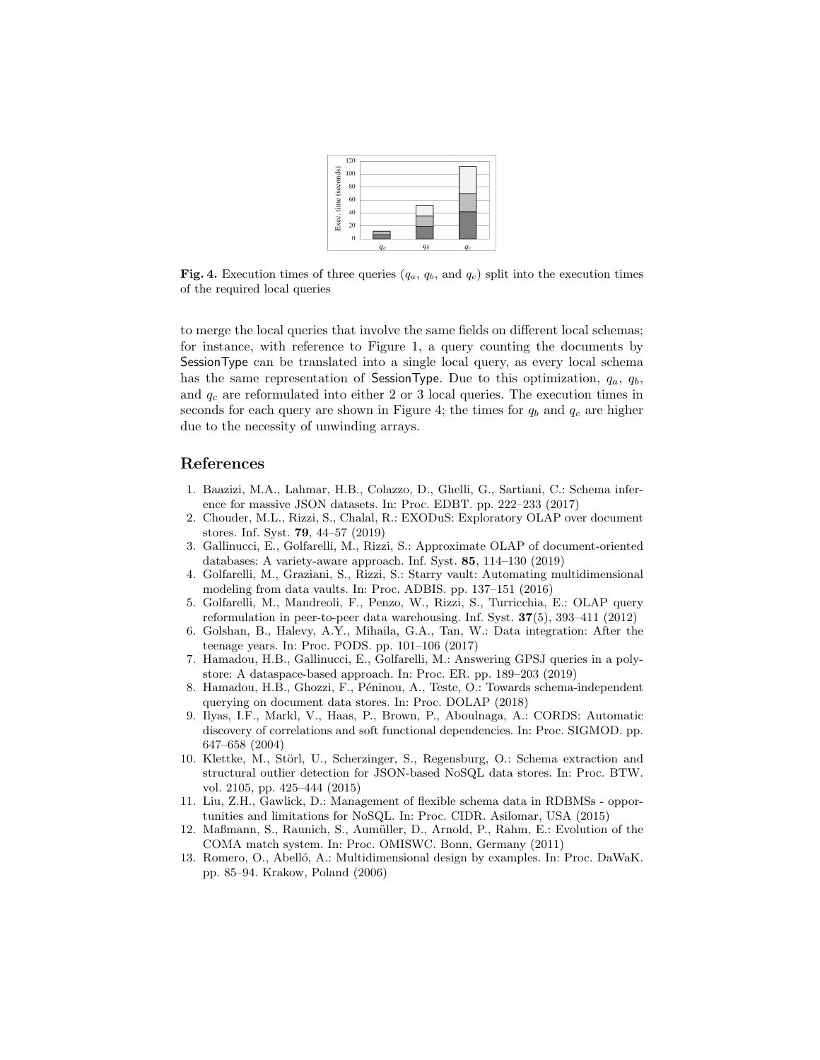120
100
80
60
40
20
0
Exec. time (seconds)
$q_a$ $q_b$ $q_c$

**Fig. 4.** Execution times of three queries ($q_a$, $q_b$, and $q_c$) split into the execution times of the required local queries

to merge the local queries that involve the same fields on different local schemas; for instance, with reference to Figure 1, a query counting the documents by SessionType can be translated into a single local query, as every local schema has the same representation of SessionType. Due to this optimization, $q_a$, $q_b$, and $q_c$ are reformulated into either 2 or 3 local queries. The execution times in seconds for each query are shown in Figure 4; the times for $q_b$ and $q_c$ are higher due to the necessity of unwinding arrays.

## References

1. Baazizi, M.A., Lahmar, H.B., Colazzo, D., Ghelli, G., Sartiani, C.: Schema inference for massive JSON datasets. In: Proc. EDBT. pp. 222–233 (2017)
2. Chouder, M.L., Rizzi, S., Chalal, R.: EXODuS: Exploratory OLAP over document stores. Inf. Syst. **79**, 44–57 (2019)
3. Gallinucci, E., Golfarelli, M., Rizzi, S.: Approximate OLAP of document-oriented databases: A variety-aware approach. Inf. Syst. **85**, 114–130 (2019)
4. Golfarelli, M., Graziani, S., Rizzi, S.: Starry vault: Automating multidimensional modeling from data vaults. In: Proc. ADBIS. pp. 137–151 (2016)
5. Golfarelli, M., Mandreoli, F., Penzo, W., Rizzi, S., Turricchia, E.: OLAP query reformulation in peer-to-peer data warehousing. Inf. Syst. **37**(5), 393–411 (2012)
6. Golshan, B., Halevy, A.Y., Mihaila, G.A., Tan, W.: Data integration: After the teenage years. In: Proc. PODS. pp. 101–106 (2017)
7. Hamadou, H.B., Gallinucci, E., Golfarelli, M.: Answering GPSJ queries in a polystore: A dataspace-based approach. In: Proc. ER. pp. 189–203 (2019)
8. Hamadou, H.B., Ghozzi, F., Péninou, A., Teste, O.: Towards schema-independent querying on document data stores. In: Proc. DOLAP (2018)
9. Ilyas, I.F., Markl, V., Haas, P., Brown, P., Aboulnaga, A.: CORDS: Automatic discovery of correlations and soft functional dependencies. In: Proc. SIGMOD. pp. 647–658 (2004)
10. Klettke, M., Störl, U., Scherzinger, S., Regensburg, O.: Schema extraction and structural outlier detection for JSON-based NoSQL data stores. In: Proc. BTW. vol. 2105, pp. 425–444 (2015)
11. Liu, Z.H., Gawlick, D.: Management of flexible schema data in RDBMSs - opportunities and limitations for NoSQL. In: Proc. CIDR. Asilomar, USA (2015)
12. Maßmann, S., Raunich, S., Aumüller, D., Arnold, P., Rahm, E.: Evolution of the COMA match system. In: Proc. OMISWC. Bonn, Germany (2011)
13. Romero, O., Abelló, A.: Multidimensional design by examples. In: Proc. DaWaK. pp. 85–94. Krakow, Poland (2006)